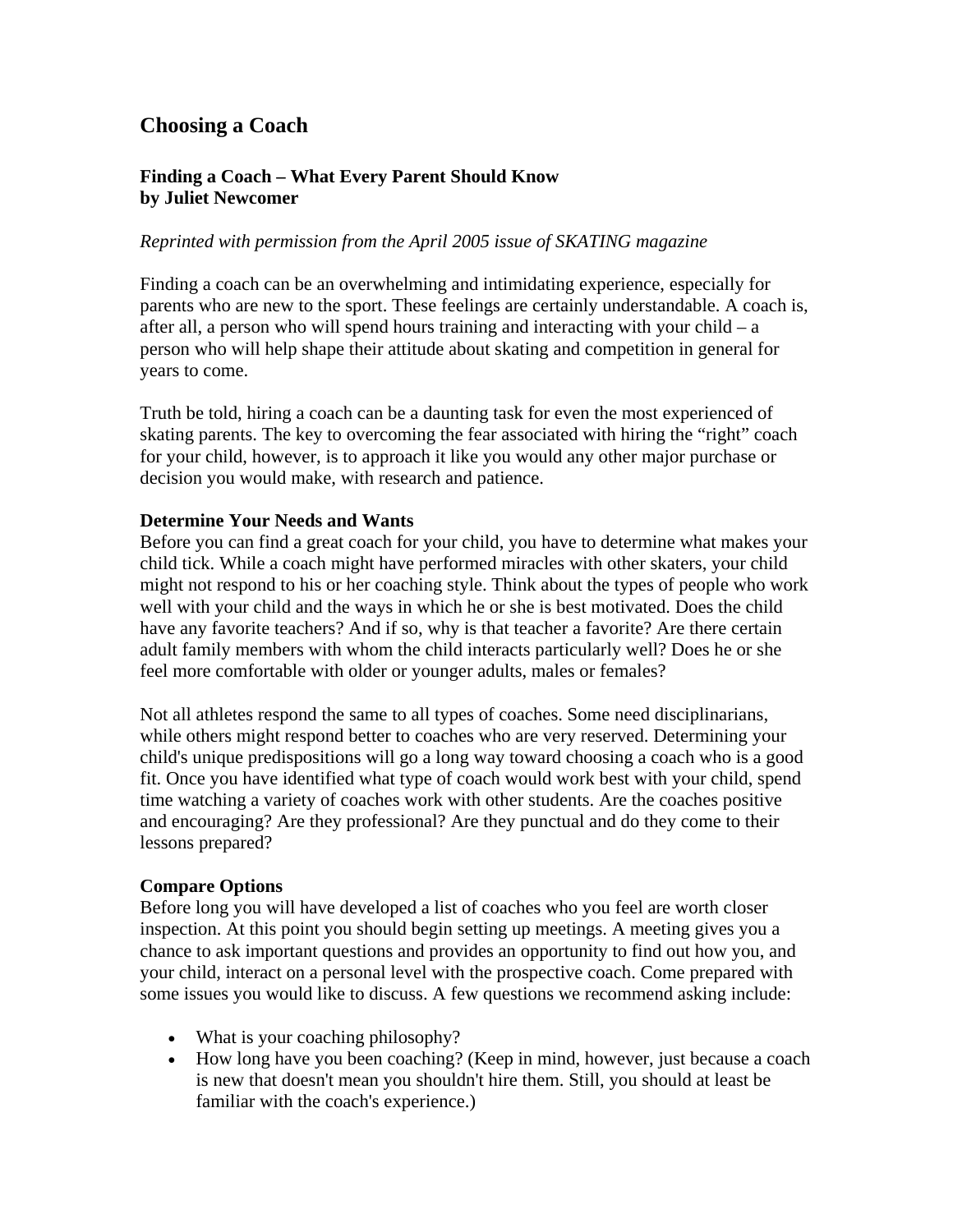# Choosing a Coach

### Finding a Coach – What Every Parent Should Know
### by Juliet Newcomer

*Reprinted with permission from the April 2005 issue of SKATING magazine*

Finding a coach can be an overwhelming and intimidating experience, especially for parents who are new to the sport. These feelings are certainly understandable. A coach is, after all, a person who will spend hours training and interacting with your child – a person who will help shape their attitude about skating and competition in general for years to come.

Truth be told, hiring a coach can be a daunting task for even the most experienced of skating parents. The key to overcoming the fear associated with hiring the “right” coach for your child, however, is to approach it like you would any other major purchase or decision you would make, with research and patience.

**Determine Your Needs and Wants**

Before you can find a great coach for your child, you have to determine what makes your child tick. While a coach might have performed miracles with other skaters, your child might not respond to his or her coaching style. Think about the types of people who work well with your child and the ways in which he or she is best motivated. Does the child have any favorite teachers? And if so, why is that teacher a favorite? Are there certain adult family members with whom the child interacts particularly well? Does he or she feel more comfortable with older or younger adults, males or females?

Not all athletes respond the same to all types of coaches. Some need disciplinarians, while others might respond better to coaches who are very reserved. Determining your child's unique predispositions will go a long way toward choosing a coach who is a good fit. Once you have identified what type of coach would work best with your child, spend time watching a variety of coaches work with other students. Are the coaches positive and encouraging? Are they professional? Are they punctual and do they come to their lessons prepared?

**Compare Options**

Before long you will have developed a list of coaches who you feel are worth closer inspection. At this point you should begin setting up meetings. A meeting gives you a chance to ask important questions and provides an opportunity to find out how you, and your child, interact on a personal level with the prospective coach. Come prepared with some issues you would like to discuss. A few questions we recommend asking include:

- What is your coaching philosophy?
- How long have you been coaching? (Keep in mind, however, just because a coach is new that doesn't mean you shouldn't hire them. Still, you should at least be familiar with the coach's experience.)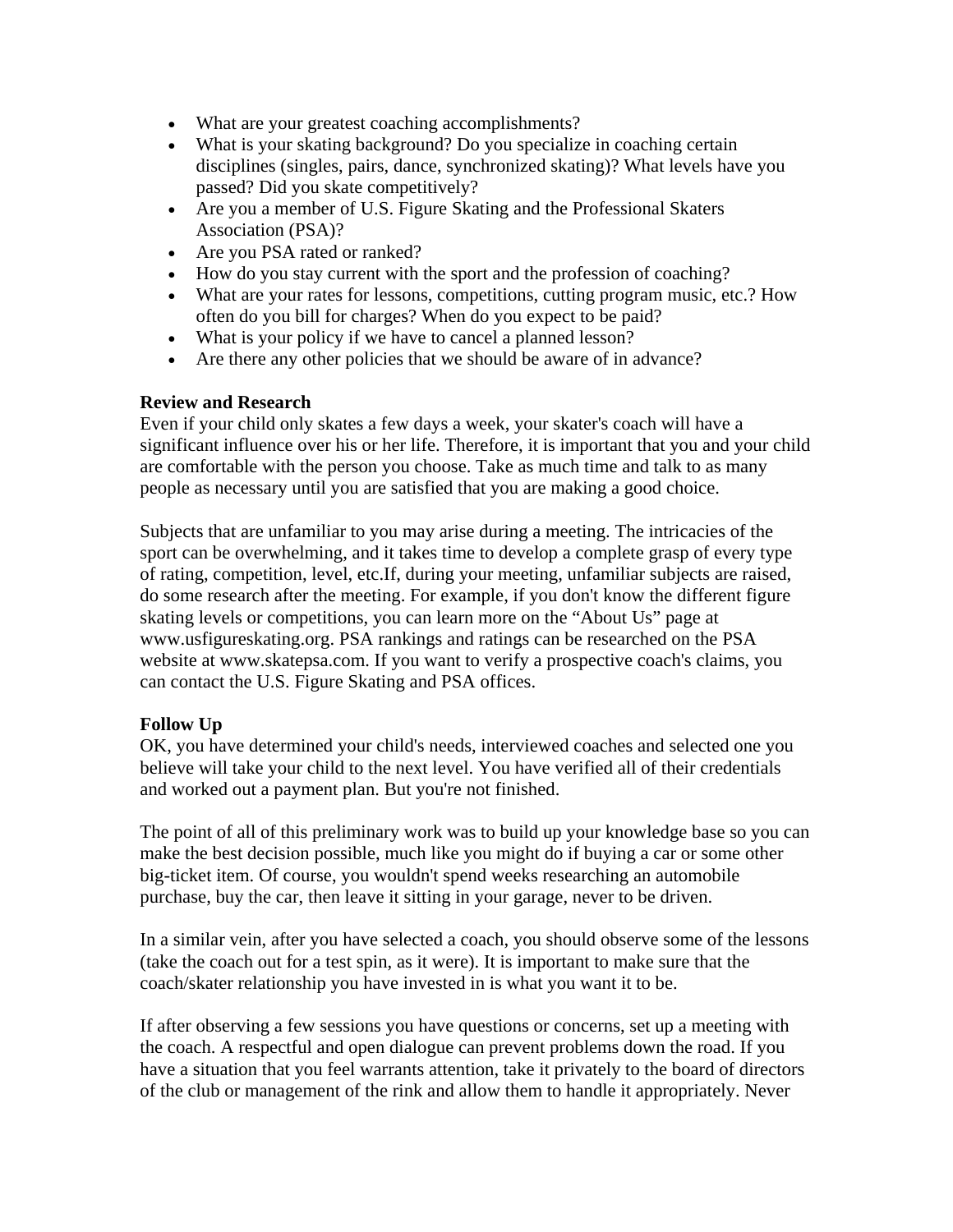- What are your greatest coaching accomplishments?
- What is your skating background? Do you specialize in coaching certain disciplines (singles, pairs, dance, synchronized skating)? What levels have you passed? Did you skate competitively?
- Are you a member of U.S. Figure Skating and the Professional Skaters Association (PSA)?
- Are you PSA rated or ranked?
- How do you stay current with the sport and the profession of coaching?
- What are your rates for lessons, competitions, cutting program music, etc.? How often do you bill for charges? When do you expect to be paid?
- What is your policy if we have to cancel a planned lesson?
- Are there any other policies that we should be aware of in advance?

**Review and Research**
Even if your child only skates a few days a week, your skater's coach will have a significant influence over his or her life. Therefore, it is important that you and your child are comfortable with the person you choose. Take as much time and talk to as many people as necessary until you are satisfied that you are making a good choice.

Subjects that are unfamiliar to you may arise during a meeting. The intricacies of the sport can be overwhelming, and it takes time to develop a complete grasp of every type of rating, competition, level, etc.If, during your meeting, unfamiliar subjects are raised, do some research after the meeting. For example, if you don't know the different figure skating levels or competitions, you can learn more on the "About Us" page at www.usfigureskating.org. PSA rankings and ratings can be researched on the PSA website at www.skatepsa.com. If you want to verify a prospective coach's claims, you can contact the U.S. Figure Skating and PSA offices.

**Follow Up**
OK, you have determined your child's needs, interviewed coaches and selected one you believe will take your child to the next level. You have verified all of their credentials and worked out a payment plan. But you're not finished.

The point of all of this preliminary work was to build up your knowledge base so you can make the best decision possible, much like you might do if buying a car or some other big-ticket item. Of course, you wouldn't spend weeks researching an automobile purchase, buy the car, then leave it sitting in your garage, never to be driven.

In a similar vein, after you have selected a coach, you should observe some of the lessons (take the coach out for a test spin, as it were). It is important to make sure that the coach/skater relationship you have invested in is what you want it to be.

If after observing a few sessions you have questions or concerns, set up a meeting with the coach. A respectful and open dialogue can prevent problems down the road. If you have a situation that you feel warrants attention, take it privately to the board of directors of the club or management of the rink and allow them to handle it appropriately. Never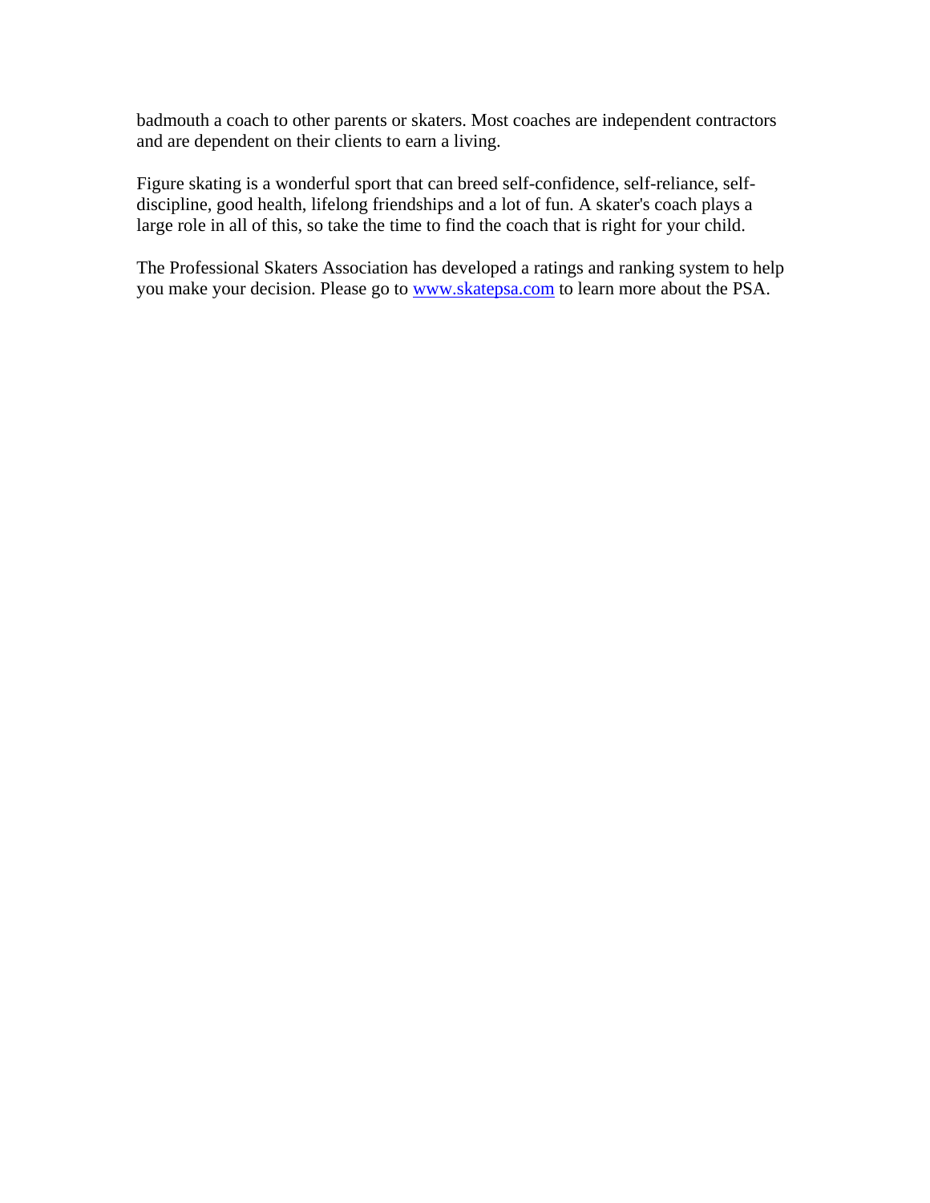badmouth a coach to other parents or skaters. Most coaches are independent contractors and are dependent on their clients to earn a living.

Figure skating is a wonderful sport that can breed self-confidence, self-reliance, self-discipline, good health, lifelong friendships and a lot of fun. A skater's coach plays a large role in all of this, so take the time to find the coach that is right for your child.

The Professional Skaters Association has developed a ratings and ranking system to help you make your decision. Please go to [www.skatepsa.com](http://www.skatepsa.com) to learn more about the PSA.